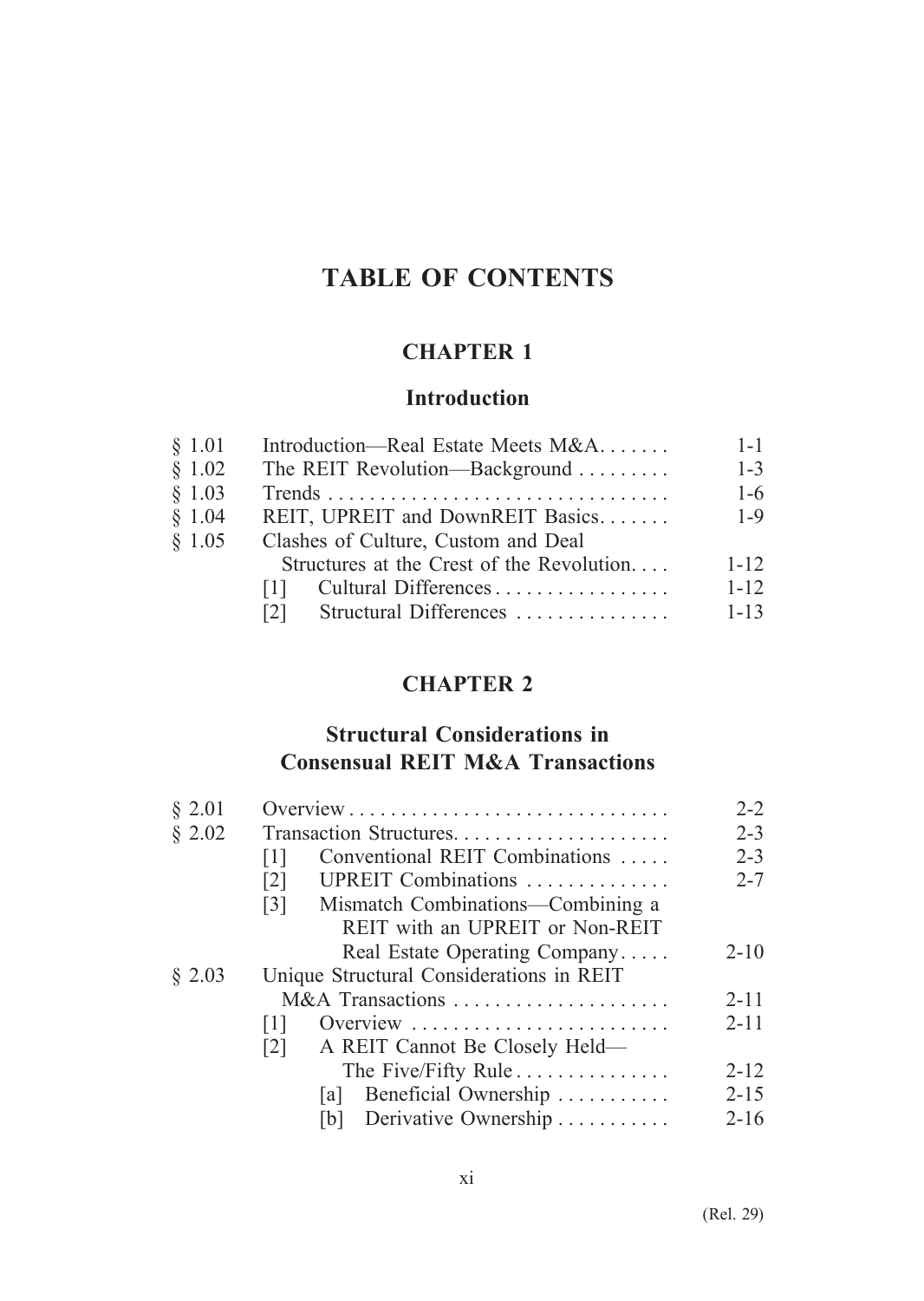# TABLE OF CONTENTS

## CHAPTER 1

## Introduction

| | | |
|---|---|---|
| § 1.01 | Introduction—Real Estate Meets M&A | 1-1 |
| § 1.02 | The REIT Revolution—Background | 1-3 |
| § 1.03 | Trends | 1-6 |
| § 1.04 | REIT, UPREIT and DownREIT Basics | 1-9 |
| § 1.05 | Clashes of Culture, Custom and Deal Structures at the Crest of the Revolution | 1-12 |
| | [1] Cultural Differences | 1-12 |
| | [2] Structural Differences | 1-13 |

## CHAPTER 2

## Structural Considerations in Consensual REIT M&A Transactions

| | | |
|---|---|---|
| § 2.01 | Overview | 2-2 |
| § 2.02 | Transaction Structures | 2-3 |
| | [1] Conventional REIT Combinations | 2-3 |
| | [2] UPREIT Combinations | 2-7 |
| | [3] Mismatch Combinations—Combining a REIT with an UPREIT or Non-REIT Real Estate Operating Company | 2-10 |
| § 2.03 | Unique Structural Considerations in REIT M&A Transactions | 2-11 |
| | [1] Overview | 2-11 |
| | [2] A REIT Cannot Be Closely Held—The Five/Fifty Rule | 2-12 |
| | [a] Beneficial Ownership | 2-15 |
| | [b] Derivative Ownership | 2-16 |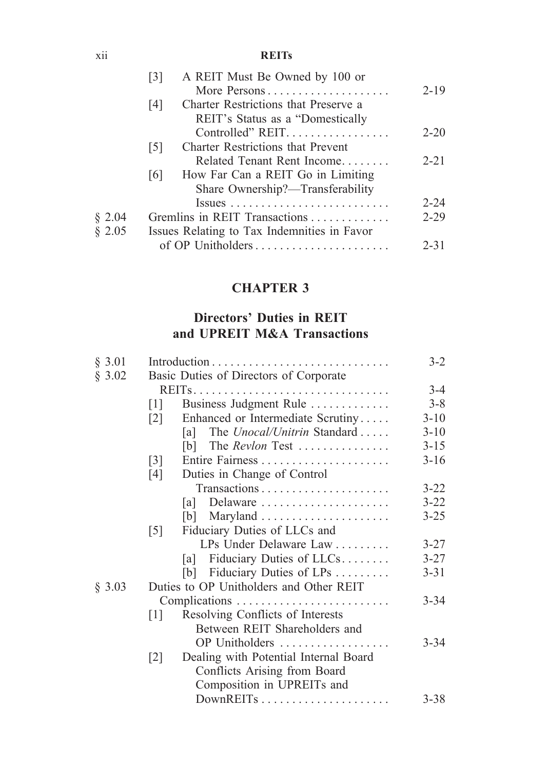| | | |
|---|---|---|
| | [3] A REIT Must Be Owned by 100 or More Persons | 2-19 |
| | [4] Charter Restrictions that Preserve a REIT's Status as a "Domestically Controlled" REIT | 2-20 |
| | [5] Charter Restrictions that Prevent Related Tenant Rent Income | 2-21 |
| | [6] How Far Can a REIT Go in Limiting Share Ownership?—Transferability Issues | 2-24 |
| § 2.04 | Gremlins in REIT Transactions | 2-29 |
| § 2.05 | Issues Relating to Tax Indemnities in Favor of OP Unitholders | 2-31 |

## CHAPTER 3

## Directors' Duties in REIT and UPREIT M&A Transactions

| | | |
|---|---|---|
| § 3.01 | Introduction | 3-2 |
| § 3.02 | Basic Duties of Directors of Corporate REITs | 3-4 |
| | [1] Business Judgment Rule | 3-8 |
| | [2] Enhanced or Intermediate Scrutiny | 3-10 |
| | [a] The *Unocal/Unitrin* Standard | 3-10 |
| | [b] The *Revlon* Test | 3-15 |
| | [3] Entire Fairness | 3-16 |
| | [4] Duties in Change of Control Transactions | 3-22 |
| | [a] Delaware | 3-22 |
| | [b] Maryland | 3-25 |
| | [5] Fiduciary Duties of LLCs and LPs Under Delaware Law | 3-27 |
| | [a] Fiduciary Duties of LLCs | 3-27 |
| | [b] Fiduciary Duties of LPs | 3-31 |
| § 3.03 | Duties to OP Unitholders and Other REIT Complications | 3-34 |
| | [1] Resolving Conflicts of Interests Between REIT Shareholders and OP Unitholders | 3-34 |
| | [2] Dealing with Potential Internal Board Conflicts Arising from Board Composition in UPREITs and DownREITs | 3-38 |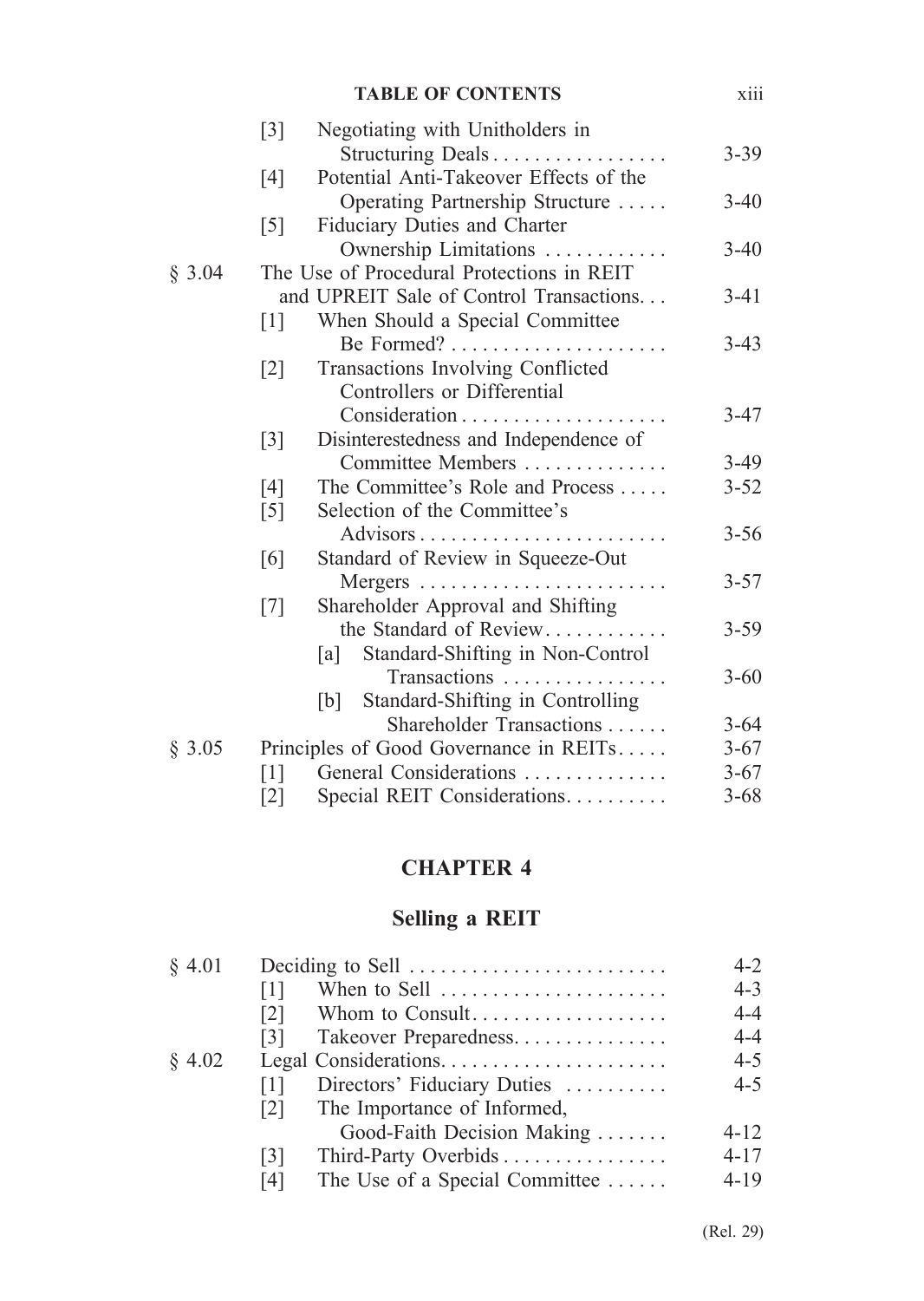| | | |
|---|---|---|
| | [3] Negotiating with Unitholders in Structuring Deals | 3-39 |
| | [4] Potential Anti-Takeover Effects of the Operating Partnership Structure | 3-40 |
| | [5] Fiduciary Duties and Charter Ownership Limitations | 3-40 |
| § 3.04 | The Use of Procedural Protections in REIT and UPREIT Sale of Control Transactions | 3-41 |
| | [1] When Should a Special Committee Be Formed? | 3-43 |
| | [2] Transactions Involving Conflicted Controllers or Differential Consideration | 3-47 |
| | [3] Disinterestedness and Independence of Committee Members | 3-49 |
| | [4] The Committee's Role and Process | 3-52 |
| | [5] Selection of the Committee's Advisors | 3-56 |
| | [6] Standard of Review in Squeeze-Out Mergers | 3-57 |
| | [7] Shareholder Approval and Shifting the Standard of Review | 3-59 |
| | [a] Standard-Shifting in Non-Control Transactions | 3-60 |
| | [b] Standard-Shifting in Controlling Shareholder Transactions | 3-64 |
| § 3.05 | Principles of Good Governance in REITs | 3-67 |
| | [1] General Considerations | 3-67 |
| | [2] Special REIT Considerations | 3-68 |

# CHAPTER 4

## Selling a REIT

| | | |
|---|---|---|
| § 4.01 | Deciding to Sell | 4-2 |
| | [1] When to Sell | 4-3 |
| | [2] Whom to Consult | 4-4 |
| | [3] Takeover Preparedness | 4-4 |
| § 4.02 | Legal Considerations | 4-5 |
| | [1] Directors' Fiduciary Duties | 4-5 |
| | [2] The Importance of Informed, Good-Faith Decision Making | 4-12 |
| | [3] Third-Party Overbids | 4-17 |
| | [4] The Use of a Special Committee | 4-19 |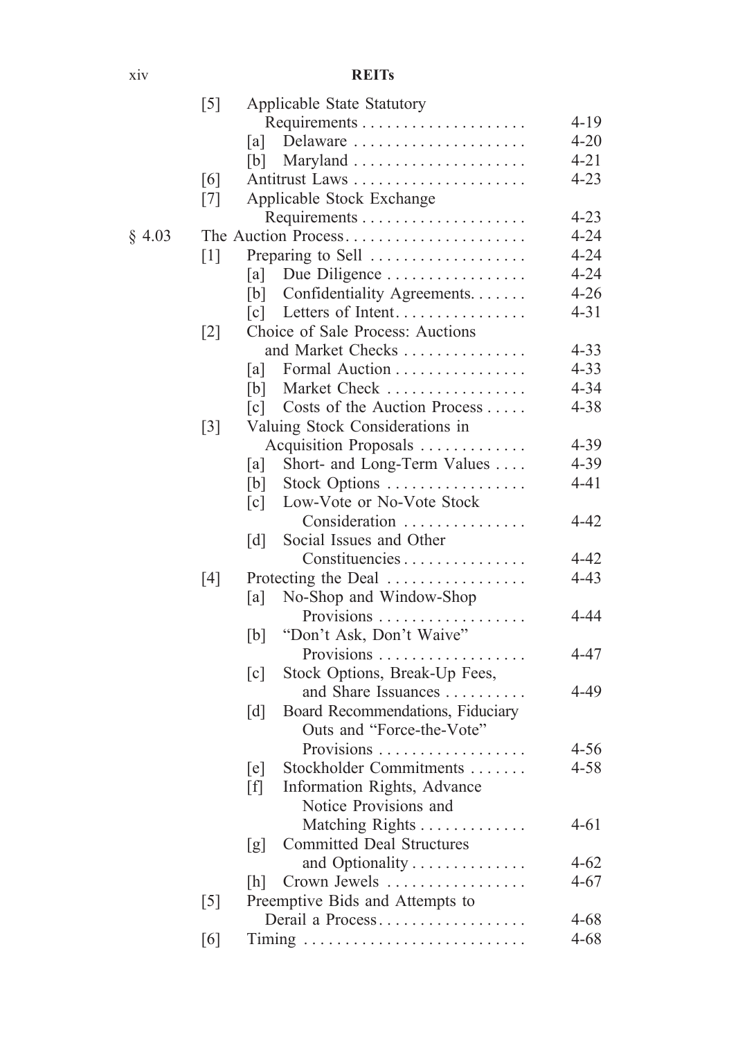| | | | |
|---|---|---|---|
| | [5] | Applicable State Statutory Requirements | 4-19 |
| | | [a] Delaware | 4-20 |
| | | [b] Maryland | 4-21 |
| | [6] | Antitrust Laws | 4-23 |
| | [7] | Applicable Stock Exchange Requirements | 4-23 |
| § 4.03 | | The Auction Process | 4-24 |
| | [1] | Preparing to Sell | 4-24 |
| | | [a] Due Diligence | 4-24 |
| | | [b] Confidentiality Agreements | 4-26 |
| | | [c] Letters of Intent | 4-31 |
| | [2] | Choice of Sale Process: Auctions and Market Checks | 4-33 |
| | | [a] Formal Auction | 4-33 |
| | | [b] Market Check | 4-34 |
| | | [c] Costs of the Auction Process | 4-38 |
| | [3] | Valuing Stock Considerations in Acquisition Proposals | 4-39 |
| | | [a] Short- and Long-Term Values | 4-39 |
| | | [b] Stock Options | 4-41 |
| | | [c] Low-Vote or No-Vote Stock Consideration | 4-42 |
| | | [d] Social Issues and Other Constituencies | 4-42 |
| | [4] | Protecting the Deal | 4-43 |
| | | [a] No-Shop and Window-Shop Provisions | 4-44 |
| | | [b] "Don't Ask, Don't Waive" Provisions | 4-47 |
| | | [c] Stock Options, Break-Up Fees, and Share Issuances | 4-49 |
| | | [d] Board Recommendations, Fiduciary Outs and "Force-the-Vote" Provisions | 4-56 |
| | | [e] Stockholder Commitments | 4-58 |
| | | [f] Information Rights, Advance Notice Provisions and Matching Rights | 4-61 |
| | | [g] Committed Deal Structures and Optionality | 4-62 |
| | | [h] Crown Jewels | 4-67 |
| | [5] | Preemptive Bids and Attempts to Derail a Process | 4-68 |
| | [6] | Timing | 4-68 |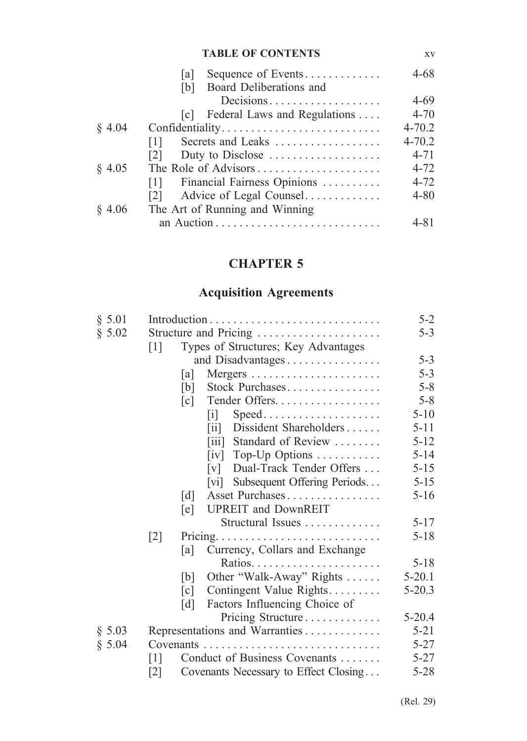| | | |
|---|---|---|
| | [a] Sequence of Events | 4-68 |
| | [b] Board Deliberations and Decisions | 4-69 |
| | [c] Federal Laws and Regulations | 4-70 |
| § 4.04 | Confidentiality | 4-70.2 |
| | [1] Secrets and Leaks | 4-70.2 |
| | [2] Duty to Disclose | 4-71 |
| § 4.05 | The Role of Advisors | 4-72 |
| | [1] Financial Fairness Opinions | 4-72 |
| | [2] Advice of Legal Counsel | 4-80 |
| § 4.06 | The Art of Running and Winning an Auction | 4-81 |

# CHAPTER 5

## Acquisition Agreements

| | | |
|---|---|---|
| § 5.01 | Introduction | 5-2 |
| § 5.02 | Structure and Pricing | 5-3 |
| | [1] Types of Structures; Key Advantages and Disadvantages | 5-3 |
| | [a] Mergers | 5-3 |
| | [b] Stock Purchases | 5-8 |
| | [c] Tender Offers | 5-8 |
| | [i] Speed | 5-10 |
| | [ii] Dissident Shareholders | 5-11 |
| | [iii] Standard of Review | 5-12 |
| | [iv] Top-Up Options | 5-14 |
| | [v] Dual-Track Tender Offers | 5-15 |
| | [vi] Subsequent Offering Periods | 5-15 |
| | [d] Asset Purchases | 5-16 |
| | [e] UPREIT and DownREIT Structural Issues | 5-17 |
| | [2] Pricing | 5-18 |
| | [a] Currency, Collars and Exchange Ratios | 5-18 |
| | [b] Other "Walk-Away" Rights | 5-20.1 |
| | [c] Contingent Value Rights | 5-20.3 |
| | [d] Factors Influencing Choice of Pricing Structure | 5-20.4 |
| § 5.03 | Representations and Warranties | 5-21 |
| § 5.04 | Covenants | 5-27 |
| | [1] Conduct of Business Covenants | 5-27 |
| | [2] Covenants Necessary to Effect Closing | 5-28 |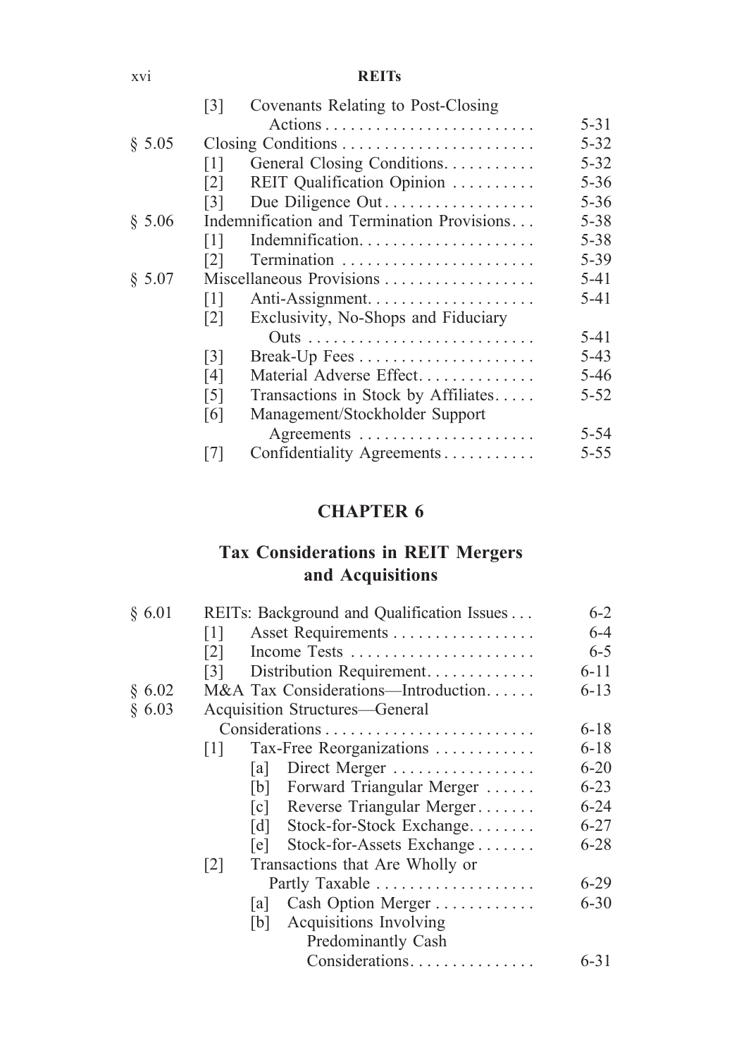| | | |
|---|---|---|
| | [3] Covenants Relating to Post-Closing Actions | 5-31 |
| § 5.05 | Closing Conditions | 5-32 |
| | [1] General Closing Conditions | 5-32 |
| | [2] REIT Qualification Opinion | 5-36 |
| | [3] Due Diligence Out | 5-36 |
| § 5.06 | Indemnification and Termination Provisions | 5-38 |
| | [1] Indemnification | 5-38 |
| | [2] Termination | 5-39 |
| § 5.07 | Miscellaneous Provisions | 5-41 |
| | [1] Anti-Assignment | 5-41 |
| | [2] Exclusivity, No-Shops and Fiduciary Outs | 5-41 |
| | [3] Break-Up Fees | 5-43 |
| | [4] Material Adverse Effect | 5-46 |
| | [5] Transactions in Stock by Affiliates | 5-52 |
| | [6] Management/Stockholder Support Agreements | 5-54 |
| | [7] Confidentiality Agreements | 5-55 |

## CHAPTER 6

## Tax Considerations in REIT Mergers and Acquisitions

| | | |
|---|---|---|
| § 6.01 | REITs: Background and Qualification Issues | 6-2 |
| | [1] Asset Requirements | 6-4 |
| | [2] Income Tests | 6-5 |
| | [3] Distribution Requirement | 6-11 |
| § 6.02 | M&A Tax Considerations—Introduction | 6-13 |
| § 6.03 | Acquisition Structures—General Considerations | 6-18 |
| | [1] Tax-Free Reorganizations | 6-18 |
| | [a] Direct Merger | 6-20 |
| | [b] Forward Triangular Merger | 6-23 |
| | [c] Reverse Triangular Merger | 6-24 |
| | [d] Stock-for-Stock Exchange | 6-27 |
| | [e] Stock-for-Assets Exchange | 6-28 |
| | [2] Transactions that Are Wholly or Partly Taxable | 6-29 |
| | [a] Cash Option Merger | 6-30 |
| | [b] Acquisitions Involving Predominantly Cash Considerations | 6-31 |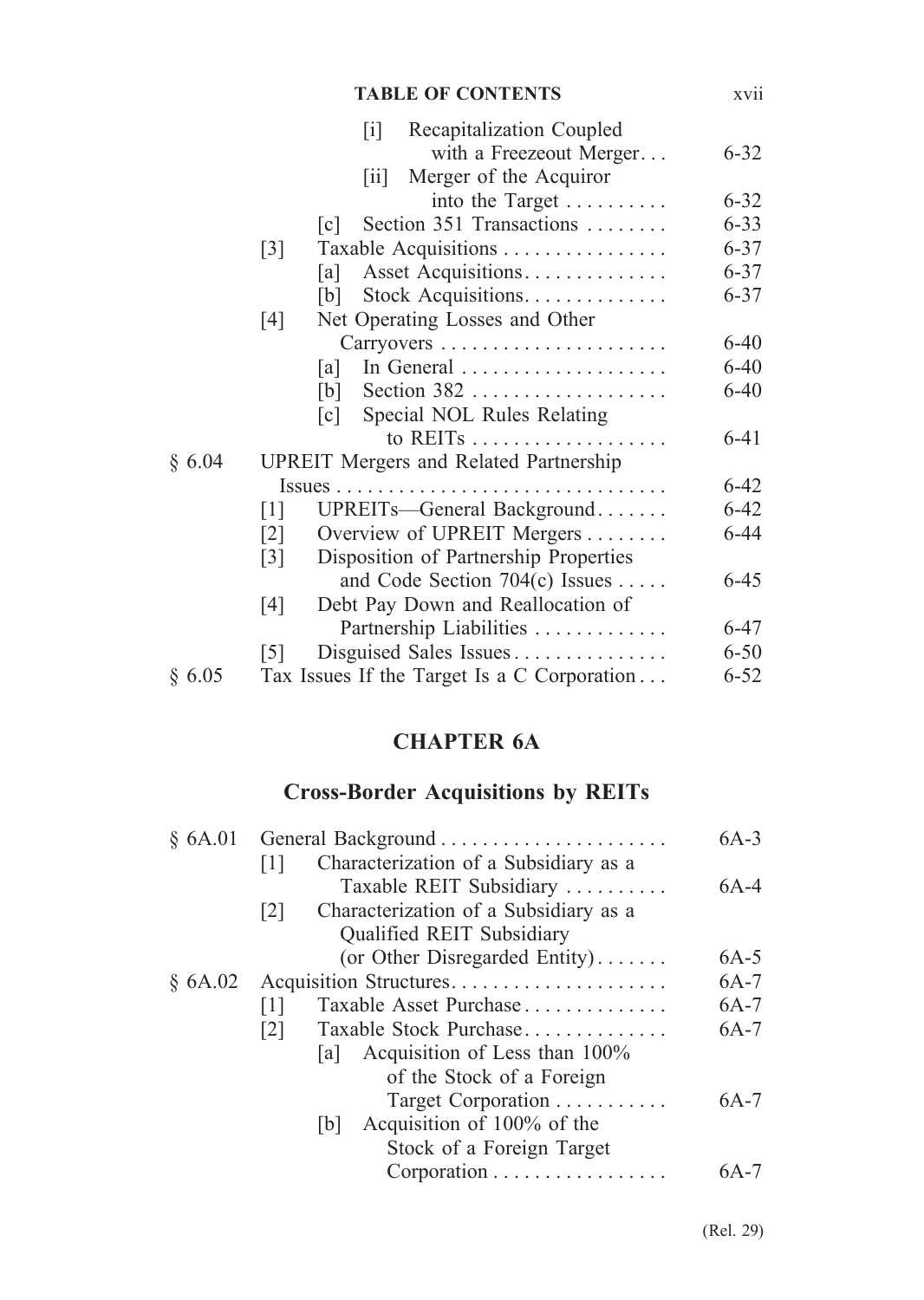[i] Recapitalization Coupled with a Freezeout Merger . . . 6-32
[ii] Merger of the Acquiror into the Target . . . . . . . . . . 6-32
[c] Section 351 Transactions . . . . . . . . 6-33
[3] Taxable Acquisitions . . . . . . . . . . . . . . . . 6-37
[a] Asset Acquisitions. . . . . . . . . . . . . . 6-37
[b] Stock Acquisitions. . . . . . . . . . . . . . 6-37
[4] Net Operating Losses and Other Carryovers . . . . . . . . . . . . . . . . . . . . . . 6-40
[a] In General . . . . . . . . . . . . . . . . . . . . 6-40
[b] Section 382 . . . . . . . . . . . . . . . . . . . 6-40
[c] Special NOL Rules Relating to REITs . . . . . . . . . . . . . . . . . . . 6-41
§ 6.04 UPREIT Mergers and Related Partnership Issues . . . . . . . . . . . . . . . . . . . . . . . . . . . . . . . . 6-42
[1] UPREITs—General Background. . . . . . . 6-42
[2] Overview of UPREIT Mergers . . . . . . . . 6-44
[3] Disposition of Partnership Properties and Code Section 704(c) Issues . . . . . 6-45
[4] Debt Pay Down and Reallocation of Partnership Liabilities . . . . . . . . . . . . . 6-47
[5] Disguised Sales Issues. . . . . . . . . . . . . . . 6-50
§ 6.05 Tax Issues If the Target Is a C Corporation . . . 6-52

## CHAPTER 6A

## Cross-Border Acquisitions by REITs

§ 6A.01 General Background . . . . . . . . . . . . . . . . . . . . . . 6A-3
[1] Characterization of a Subsidiary as a Taxable REIT Subsidiary . . . . . . . . . . 6A-4
[2] Characterization of a Subsidiary as a Qualified REIT Subsidiary (or Other Disregarded Entity) . . . . . . . 6A-5
§ 6A.02 Acquisition Structures. . . . . . . . . . . . . . . . . . . . . 6A-7
[1] Taxable Asset Purchase . . . . . . . . . . . . . . 6A-7
[2] Taxable Stock Purchase. . . . . . . . . . . . . . 6A-7
[a] Acquisition of Less than 100% of the Stock of a Foreign Target Corporation . . . . . . . . . . . 6A-7
[b] Acquisition of 100% of the Stock of a Foreign Target Corporation . . . . . . . . . . . . . . . . . 6A-7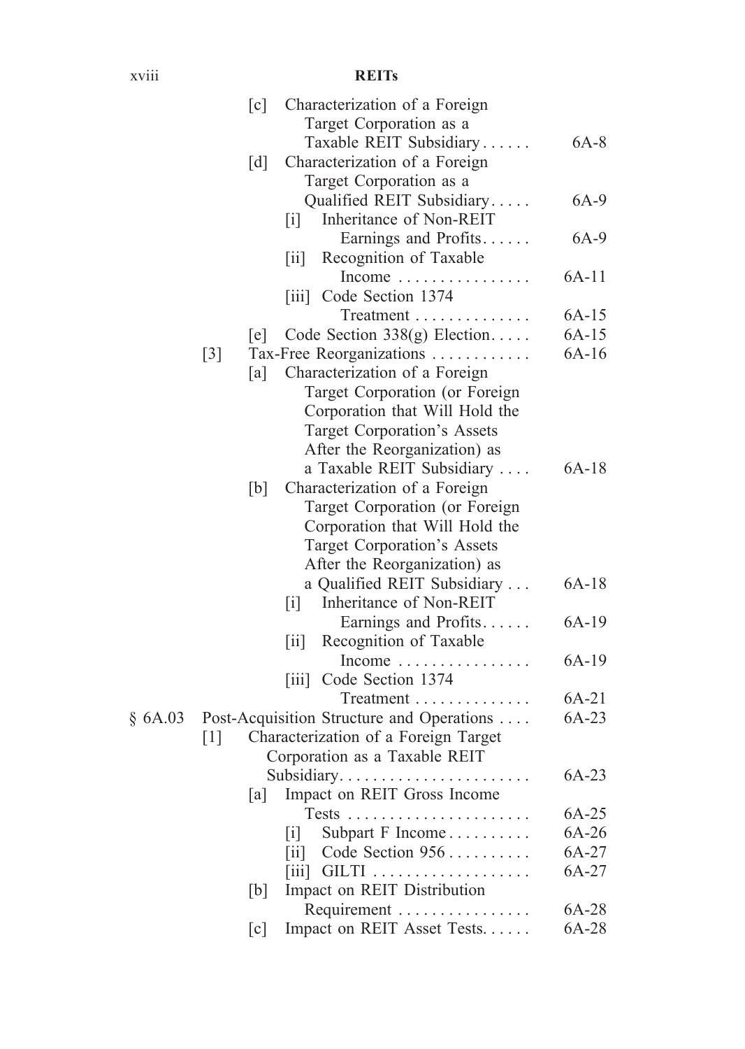- [c] Characterization of a Foreign Target Corporation as a Taxable REIT Subsidiary . . . . . . 6A-8
- [d] Characterization of a Foreign Target Corporation as a Qualified REIT Subsidiary . . . . . 6A-9
  - [i] Inheritance of Non-REIT Earnings and Profits . . . . . . 6A-9
  - [ii] Recognition of Taxable Income . . . . . . . . . . . . . . . . 6A-11
  - [iii] Code Section 1374 Treatment . . . . . . . . . . . . . . 6A-15
- [e] Code Section 338(g) Election . . . . . 6A-15

[3] Tax-Free Reorganizations . . . . . . . . . . . . 6A-16

- [a] Characterization of a Foreign Target Corporation (or Foreign Corporation that Will Hold the Target Corporation's Assets After the Reorganization) as a Taxable REIT Subsidiary . . . . 6A-18
- [b] Characterization of a Foreign Target Corporation (or Foreign Corporation that Will Hold the Target Corporation's Assets After the Reorganization) as a Qualified REIT Subsidiary . . . 6A-18
  - [i] Inheritance of Non-REIT Earnings and Profits . . . . . . 6A-19
  - [ii] Recognition of Taxable Income . . . . . . . . . . . . . . . . 6A-19
  - [iii] Code Section 1374 Treatment . . . . . . . . . . . . . . 6A-21

§ 6A.03 Post-Acquisition Structure and Operations . . . . 6A-23

[1] Characterization of a Foreign Target Corporation as a Taxable REIT Subsidiary . . . . . . . . . . . . . . . . . . . . . . . 6A-23

- [a] Impact on REIT Gross Income Tests . . . . . . . . . . . . . . . . . . . . . . 6A-25
  - [i] Subpart F Income . . . . . . . . . . 6A-26
  - [ii] Code Section 956 . . . . . . . . . . 6A-27
  - [iii] GILTI . . . . . . . . . . . . . . . . . . . 6A-27
- [b] Impact on REIT Distribution Requirement . . . . . . . . . . . . . . . . 6A-28
- [c] Impact on REIT Asset Tests . . . . . . 6A-28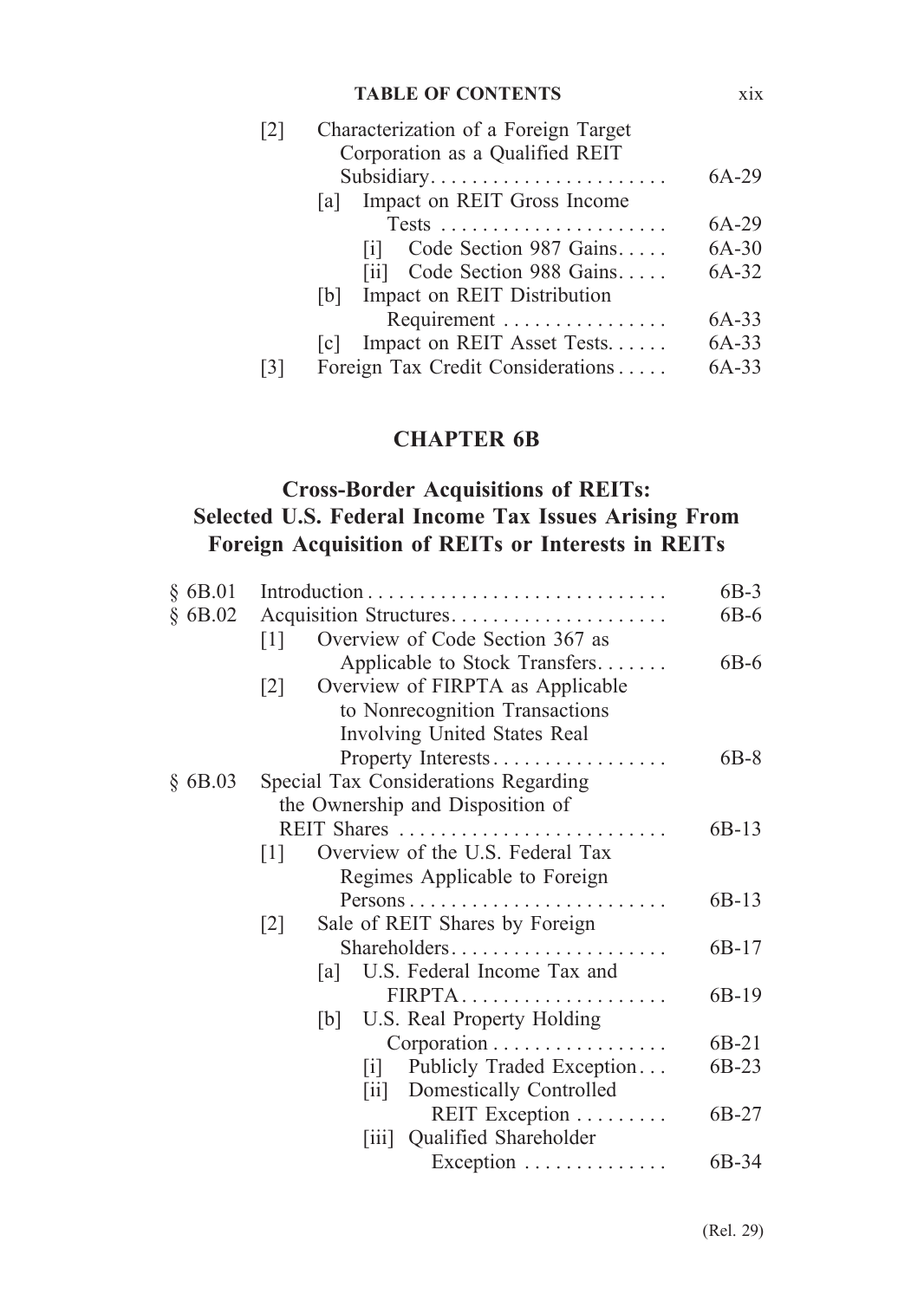[2] Characterization of a Foreign Target Corporation as a Qualified REIT Subsidiary. . . . . . . . . . . . . . . . . . . . . . . 6A-29

[a] Impact on REIT Gross Income Tests . . . . . . . . . . . . . . . . . . . . . . 6A-29

[i] Code Section 987 Gains. . . . . 6A-30

[ii] Code Section 988 Gains. . . . . 6A-32

[b] Impact on REIT Distribution Requirement . . . . . . . . . . . . . . . . 6A-33

[c] Impact on REIT Asset Tests. . . . . . 6A-33

[3] Foreign Tax Credit Considerations . . . . . 6A-33

## CHAPTER 6B

## Cross-Border Acquisitions of REITs: Selected U.S. Federal Income Tax Issues Arising From Foreign Acquisition of REITs or Interests in REITs

§ 6B.01 Introduction . . . . . . . . . . . . . . . . . . . . . . . . . . . . . 6B-3

§ 6B.02 Acquisition Structures. . . . . . . . . . . . . . . . . . . . . 6B-6

[1] Overview of Code Section 367 as Applicable to Stock Transfers. . . . . . . 6B-6

[2] Overview of FIRPTA as Applicable to Nonrecognition Transactions Involving United States Real Property Interests. . . . . . . . . . . . . . . . . 6B-8

§ 6B.03 Special Tax Considerations Regarding the Ownership and Disposition of REIT Shares . . . . . . . . . . . . . . . . . . . . . . . . . . 6B-13

[1] Overview of the U.S. Federal Tax Regimes Applicable to Foreign Persons . . . . . . . . . . . . . . . . . . . . . . . . . 6B-13

[2] Sale of REIT Shares by Foreign Shareholders. . . . . . . . . . . . . . . . . . . . . 6B-17

[a] U.S. Federal Income Tax and FIRPTA. . . . . . . . . . . . . . . . . . . . 6B-19

[b] U.S. Real Property Holding Corporation . . . . . . . . . . . . . . . . . 6B-21

[i] Publicly Traded Exception. . . 6B-23

[ii] Domestically Controlled REIT Exception . . . . . . . . . 6B-27

[iii] Qualified Shareholder Exception . . . . . . . . . . . . . 6B-34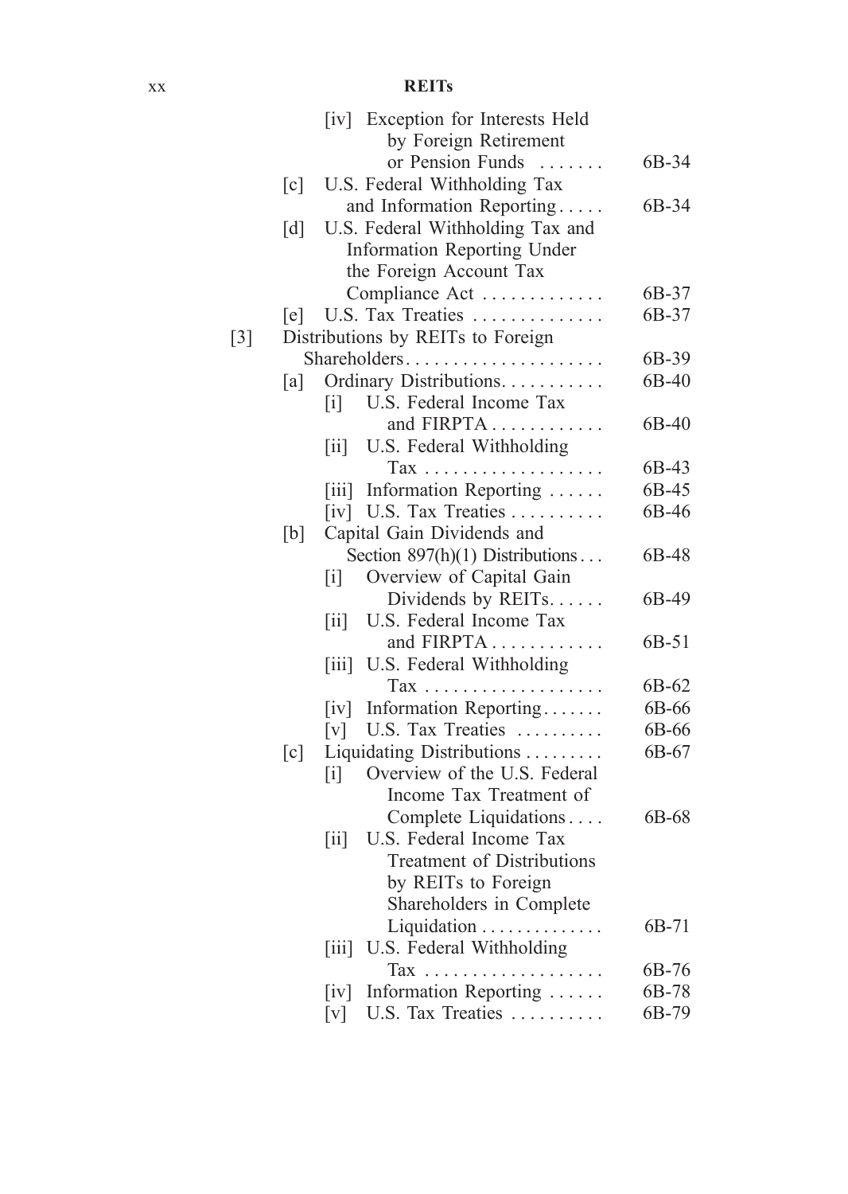[iv] Exception for Interests Held by Foreign Retirement or Pension Funds ....... 6B-34

[c] U.S. Federal Withholding Tax and Information Reporting..... 6B-34

[d] U.S. Federal Withholding Tax and Information Reporting Under the Foreign Account Tax Compliance Act ............. 6B-37

[e] U.S. Tax Treaties .............. 6B-37

[3] Distributions by REITs to Foreign Shareholders...................... 6B-39

[a] Ordinary Distributions........... 6B-40

[i] U.S. Federal Income Tax and FIRPTA............ 6B-40

[ii] U.S. Federal Withholding Tax .................... 6B-43

[iii] Information Reporting ...... 6B-45

[iv] U.S. Tax Treaties .......... 6B-46

[b] Capital Gain Dividends and Section 897(h)(1) Distributions... 6B-48

[i] Overview of Capital Gain Dividends by REITs...... 6B-49

[ii] U.S. Federal Income Tax and FIRPTA............ 6B-51

[iii] U.S. Federal Withholding Tax .................... 6B-62

[iv] Information Reporting....... 6B-66

[v] U.S. Tax Treaties .......... 6B-66

[c] Liquidating Distributions ......... 6B-67

[i] Overview of the U.S. Federal Income Tax Treatment of Complete Liquidations.... 6B-68

[ii] U.S. Federal Income Tax Treatment of Distributions by REITs to Foreign Shareholders in Complete Liquidation .............. 6B-71

[iii] U.S. Federal Withholding Tax .................... 6B-76

[iv] Information Reporting ...... 6B-78

[v] U.S. Tax Treaties .......... 6B-79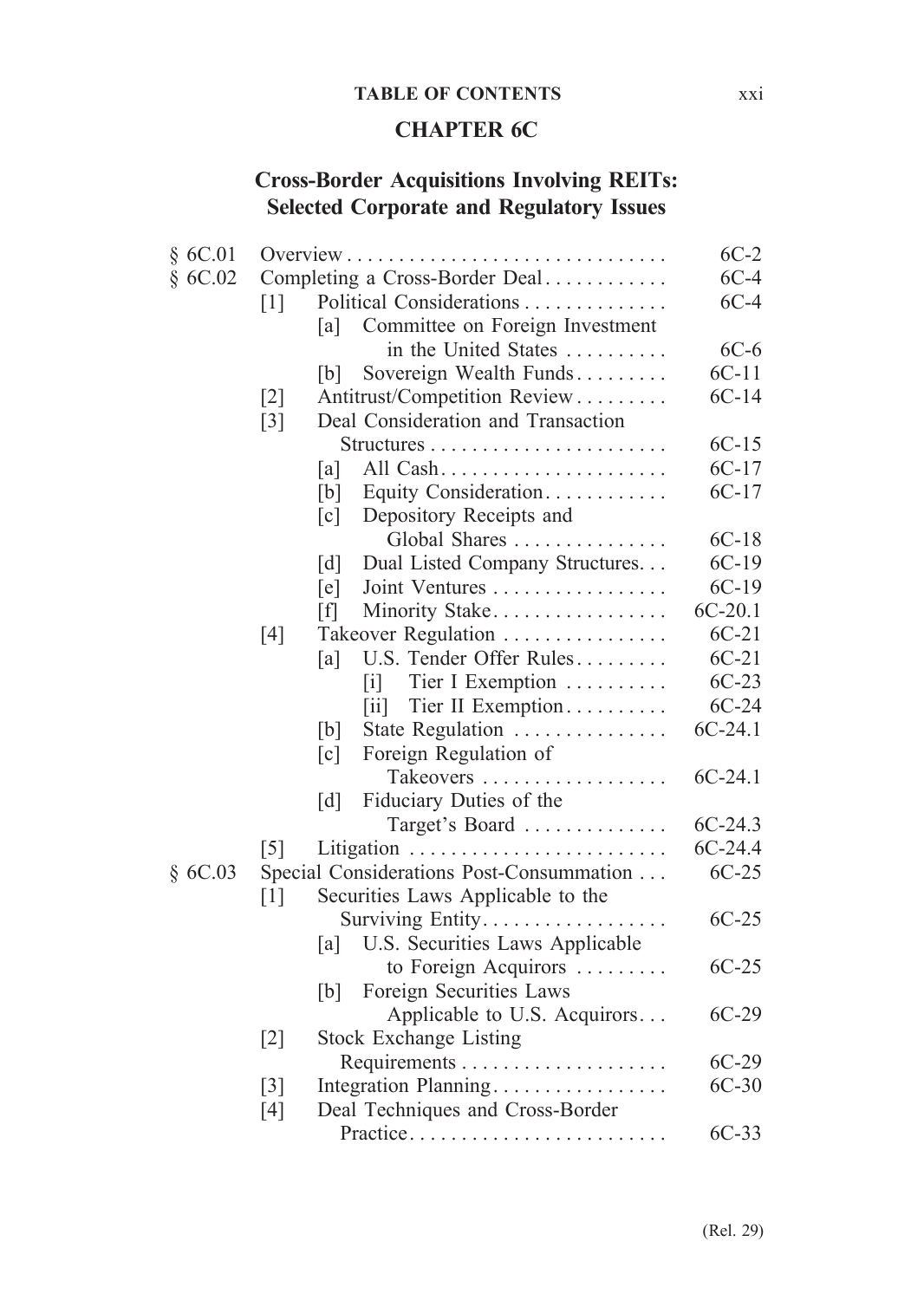## CHAPTER 6C

## Cross-Border Acquisitions Involving REITs: Selected Corporate and Regulatory Issues

| | | |
|---|---|---|
| § 6C.01 | Overview | 6C-2 |
| § 6C.02 | Completing a Cross-Border Deal | 6C-4 |
| | [1] Political Considerations | 6C-4 |
| | [a] Committee on Foreign Investment in the United States | 6C-6 |
| | [b] Sovereign Wealth Funds | 6C-11 |
| | [2] Antitrust/Competition Review | 6C-14 |
| | [3] Deal Consideration and Transaction Structures | 6C-15 |
| | [a] All Cash | 6C-17 |
| | [b] Equity Consideration | 6C-17 |
| | [c] Depository Receipts and Global Shares | 6C-18 |
| | [d] Dual Listed Company Structures | 6C-19 |
| | [e] Joint Ventures | 6C-19 |
| | [f] Minority Stake | 6C-20.1 |
| | [4] Takeover Regulation | 6C-21 |
| | [a] U.S. Tender Offer Rules | 6C-21 |
| | [i] Tier I Exemption | 6C-23 |
| | [ii] Tier II Exemption | 6C-24 |
| | [b] State Regulation | 6C-24.1 |
| | [c] Foreign Regulation of Takeovers | 6C-24.1 |
| | [d] Fiduciary Duties of the Target's Board | 6C-24.3 |
| | [5] Litigation | 6C-24.4 |
| § 6C.03 | Special Considerations Post-Consummation | 6C-25 |
| | [1] Securities Laws Applicable to the Surviving Entity | 6C-25 |
| | [a] U.S. Securities Laws Applicable to Foreign Acquirors | 6C-25 |
| | [b] Foreign Securities Laws Applicable to U.S. Acquirors | 6C-29 |
| | [2] Stock Exchange Listing Requirements | 6C-29 |
| | [3] Integration Planning | 6C-30 |
| | [4] Deal Techniques and Cross-Border Practice | 6C-33 |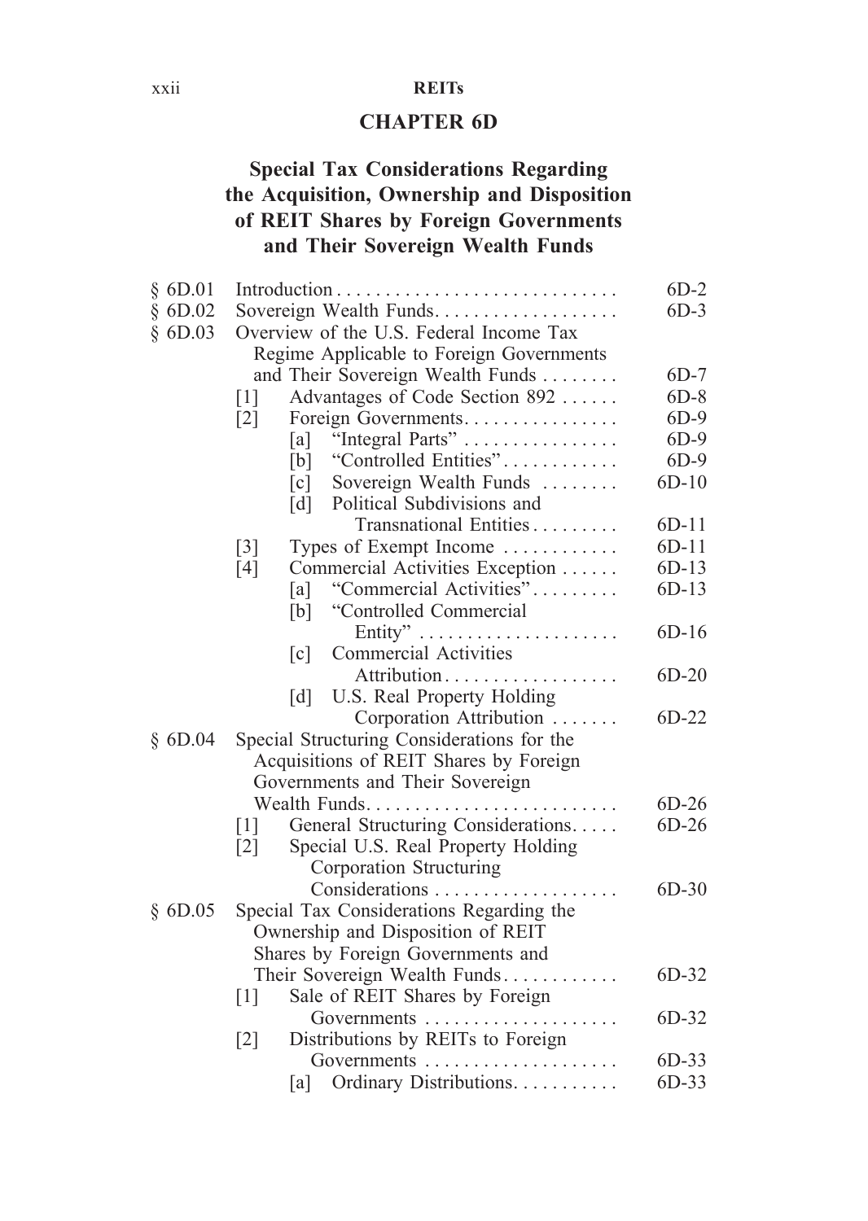## CHAPTER 6D

## Special Tax Considerations Regarding the Acquisition, Ownership and Disposition of REIT Shares by Foreign Governments and Their Sovereign Wealth Funds

| | | |
|---|---|---|
| § 6D.01 | Introduction | 6D-2 |
| § 6D.02 | Sovereign Wealth Funds | 6D-3 |
| § 6D.03 | Overview of the U.S. Federal Income Tax Regime Applicable to Foreign Governments and Their Sovereign Wealth Funds | 6D-7 |
| | [1] Advantages of Code Section 892 | 6D-8 |
| | [2] Foreign Governments | 6D-9 |
| | [a] "Integral Parts" | 6D-9 |
| | [b] "Controlled Entities" | 6D-9 |
| | [c] Sovereign Wealth Funds | 6D-10 |
| | [d] Political Subdivisions and Transnational Entities | 6D-11 |
| | [3] Types of Exempt Income | 6D-11 |
| | [4] Commercial Activities Exception | 6D-13 |
| | [a] "Commercial Activities" | 6D-13 |
| | [b] "Controlled Commercial Entity" | 6D-16 |
| | [c] Commercial Activities Attribution | 6D-20 |
| | [d] U.S. Real Property Holding Corporation Attribution | 6D-22 |
| § 6D.04 | Special Structuring Considerations for the Acquisitions of REIT Shares by Foreign Governments and Their Sovereign Wealth Funds | 6D-26 |
| | [1] General Structuring Considerations | 6D-26 |
| | [2] Special U.S. Real Property Holding Corporation Structuring Considerations | 6D-30 |
| § 6D.05 | Special Tax Considerations Regarding the Ownership and Disposition of REIT Shares by Foreign Governments and Their Sovereign Wealth Funds | 6D-32 |
| | [1] Sale of REIT Shares by Foreign Governments | 6D-32 |
| | [2] Distributions by REITs to Foreign Governments | 6D-33 |
| | [a] Ordinary Distributions | 6D-33 |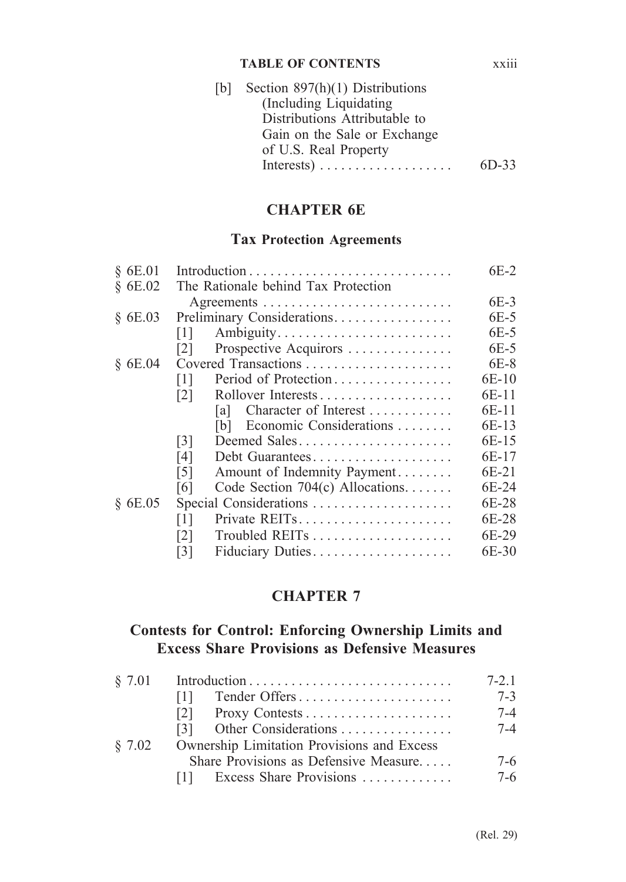[b] Section 897(h)(1) Distributions (Including Liquidating Distributions Attributable to Gain on the Sale or Exchange of U.S. Real Property Interests) . . . . . . . . . . . . . . . . . . 6D-33

## CHAPTER 6E

### Tax Protection Agreements

| | | |
|---|---|---|
| § 6E.01 | Introduction | 6E-2 |
| § 6E.02 | The Rationale behind Tax Protection Agreements | 6E-3 |
| § 6E.03 | Preliminary Considerations | 6E-5 |
| | [1] Ambiguity | 6E-5 |
| | [2] Prospective Acquirors | 6E-5 |
| § 6E.04 | Covered Transactions | 6E-8 |
| | [1] Period of Protection | 6E-10 |
| | [2] Rollover Interests | 6E-11 |
| | [a] Character of Interest | 6E-11 |
| | [b] Economic Considerations | 6E-13 |
| | [3] Deemed Sales | 6E-15 |
| | [4] Debt Guarantees | 6E-17 |
| | [5] Amount of Indemnity Payment | 6E-21 |
| | [6] Code Section 704(c) Allocations | 6E-24 |
| § 6E.05 | Special Considerations | 6E-28 |
| | [1] Private REITs | 6E-28 |
| | [2] Troubled REITs | 6E-29 |
| | [3] Fiduciary Duties | 6E-30 |

## CHAPTER 7

### Contests for Control: Enforcing Ownership Limits and Excess Share Provisions as Defensive Measures

| | | |
|---|---|---|
| § 7.01 | Introduction | 7-2.1 |
| | [1] Tender Offers | 7-3 |
| | [2] Proxy Contests | 7-4 |
| | [3] Other Considerations | 7-4 |
| § 7.02 | Ownership Limitation Provisions and Excess Share Provisions as Defensive Measure | 7-6 |
| | [1] Excess Share Provisions | 7-6 |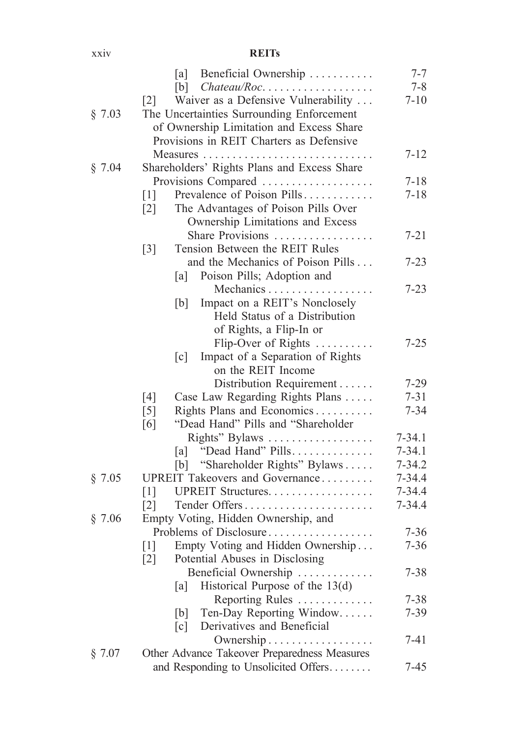| | | |
|---|---|---|
| | [a] Beneficial Ownership | 7-7 |
| | [b] *Chateau/Roc.* | 7-8 |
| | [2] Waiver as a Defensive Vulnerability | 7-10 |
| § 7.03 | The Uncertainties Surrounding Enforcement of Ownership Limitation and Excess Share Provisions in REIT Charters as Defensive Measures | 7-12 |
| § 7.04 | Shareholders' Rights Plans and Excess Share Provisions Compared | 7-18 |
| | [1] Prevalence of Poison Pills | 7-18 |
| | [2] The Advantages of Poison Pills Over Ownership Limitations and Excess Share Provisions | 7-21 |
| | [3] Tension Between the REIT Rules and the Mechanics of Poison Pills | 7-23 |
| | [a] Poison Pills; Adoption and Mechanics | 7-23 |
| | [b] Impact on a REIT's Nonclosely Held Status of a Distribution of Rights, a Flip-In or Flip-Over of Rights | 7-25 |
| | [c] Impact of a Separation of Rights on the REIT Income Distribution Requirement | 7-29 |
| | [4] Case Law Regarding Rights Plans | 7-31 |
| | [5] Rights Plans and Economics | 7-34 |
| | [6] "Dead Hand" Pills and "Shareholder Rights" Bylaws | 7-34.1 |
| | [a] "Dead Hand" Pills | 7-34.1 |
| | [b] "Shareholder Rights" Bylaws | 7-34.2 |
| § 7.05 | UPREIT Takeovers and Governance | 7-34.4 |
| | [1] UPREIT Structures | 7-34.4 |
| | [2] Tender Offers | 7-34.4 |
| § 7.06 | Empty Voting, Hidden Ownership, and Problems of Disclosure | 7-36 |
| | [1] Empty Voting and Hidden Ownership | 7-36 |
| | [2] Potential Abuses in Disclosing Beneficial Ownership | 7-38 |
| | [a] Historical Purpose of the 13(d) Reporting Rules | 7-38 |
| | [b] Ten-Day Reporting Window | 7-39 |
| | [c] Derivatives and Beneficial Ownership | 7-41 |
| § 7.07 | Other Advance Takeover Preparedness Measures and Responding to Unsolicited Offers | 7-45 |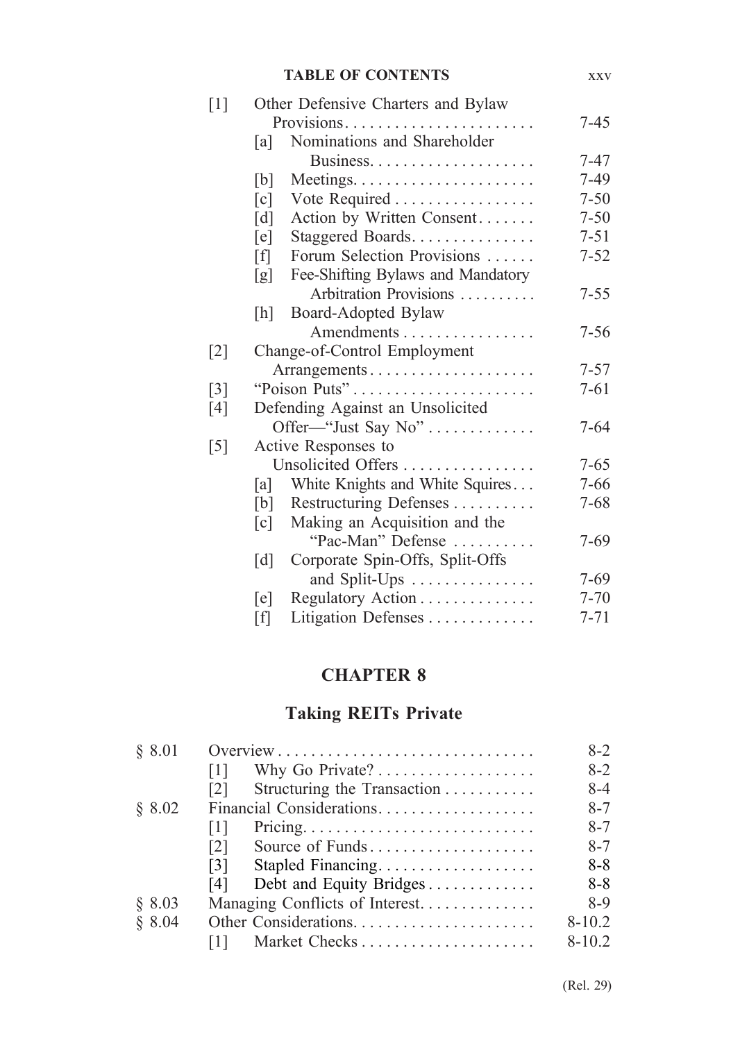| | | | |
|---|---|---|---|
| | [1] | Other Defensive Charters and Bylaw Provisions | 7-45 |
| | | [a] Nominations and Shareholder Business | 7-47 |
| | | [b] Meetings | 7-49 |
| | | [c] Vote Required | 7-50 |
| | | [d] Action by Written Consent | 7-50 |
| | | [e] Staggered Boards | 7-51 |
| | | [f] Forum Selection Provisions | 7-52 |
| | | [g] Fee-Shifting Bylaws and Mandatory Arbitration Provisions | 7-55 |
| | | [h] Board-Adopted Bylaw Amendments | 7-56 |
| | [2] | Change-of-Control Employment Arrangements | 7-57 |
| | [3] | "Poison Puts" | 7-61 |
| | [4] | Defending Against an Unsolicited Offer—"Just Say No" | 7-64 |
| | [5] | Active Responses to Unsolicited Offers | 7-65 |
| | | [a] White Knights and White Squires | 7-66 |
| | | [b] Restructuring Defenses | 7-68 |
| | | [c] Making an Acquisition and the "Pac-Man" Defense | 7-69 |
| | | [d] Corporate Spin-Offs, Split-Offs and Split-Ups | 7-69 |
| | | [e] Regulatory Action | 7-70 |
| | | [f] Litigation Defenses | 7-71 |

## CHAPTER 8

## Taking REITs Private

| | | | |
|---|---|---|---|
| § 8.01 | | Overview | 8-2 |
| | [1] | Why Go Private? | 8-2 |
| | [2] | Structuring the Transaction | 8-4 |
| § 8.02 | | Financial Considerations | 8-7 |
| | [1] | Pricing | 8-7 |
| | [2] | Source of Funds | 8-7 |
| | [3] | Stapled Financing | 8-8 |
| | [4] | Debt and Equity Bridges | 8-8 |
| § 8.03 | | Managing Conflicts of Interest | 8-9 |
| § 8.04 | | Other Considerations | 8-10.2 |
| | [1] | Market Checks | 8-10.2 |

(Rel. 29)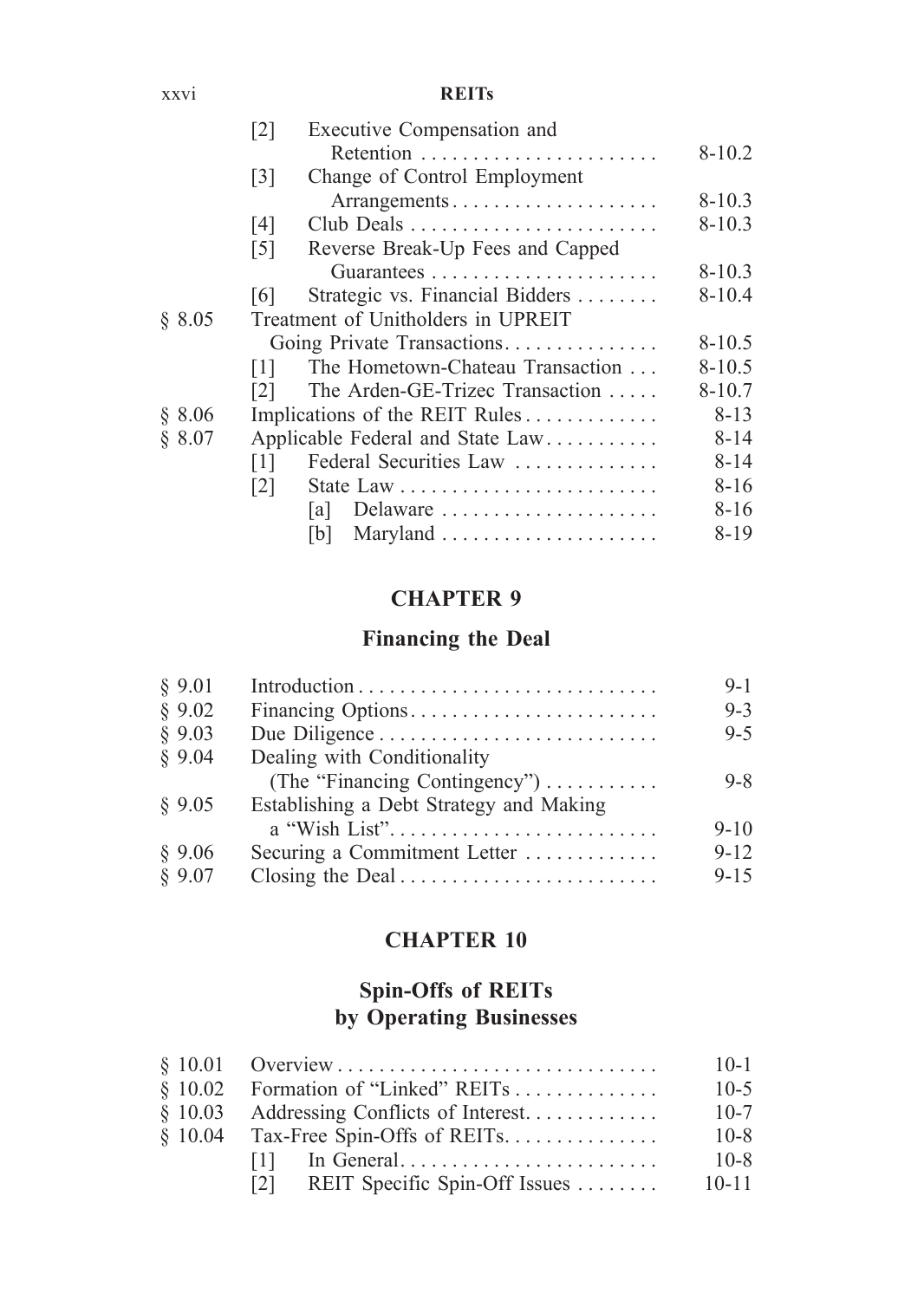| | | |
|---|---|---|
| | [2] Executive Compensation and Retention | 8-10.2 |
| | [3] Change of Control Employment Arrangements | 8-10.3 |
| | [4] Club Deals | 8-10.3 |
| | [5] Reverse Break-Up Fees and Capped Guarantees | 8-10.3 |
| | [6] Strategic vs. Financial Bidders | 8-10.4 |
| § 8.05 | Treatment of Unitholders in UPREIT Going Private Transactions | 8-10.5 |
| | [1] The Hometown-Chateau Transaction | 8-10.5 |
| | [2] The Arden-GE-Trizec Transaction | 8-10.7 |
| § 8.06 | Implications of the REIT Rules | 8-13 |
| § 8.07 | Applicable Federal and State Law | 8-14 |
| | [1] Federal Securities Law | 8-14 |
| | [2] State Law | 8-16 |
| | [a] Delaware | 8-16 |
| | [b] Maryland | 8-19 |

## CHAPTER 9

## Financing the Deal

| | | |
|---|---|---|
| § 9.01 | Introduction | 9-1 |
| § 9.02 | Financing Options | 9-3 |
| § 9.03 | Due Diligence | 9-5 |
| § 9.04 | Dealing with Conditionality (The "Financing Contingency") | 9-8 |
| § 9.05 | Establishing a Debt Strategy and Making a "Wish List" | 9-10 |
| § 9.06 | Securing a Commitment Letter | 9-12 |
| § 9.07 | Closing the Deal | 9-15 |

## CHAPTER 10

## Spin-Offs of REITs by Operating Businesses

| | | |
|---|---|---|
| § 10.01 | Overview | 10-1 |
| § 10.02 | Formation of "Linked" REITs | 10-5 |
| § 10.03 | Addressing Conflicts of Interest | 10-7 |
| § 10.04 | Tax-Free Spin-Offs of REITs | 10-8 |
| | [1] In General | 10-8 |
| | [2] REIT Specific Spin-Off Issues | 10-11 |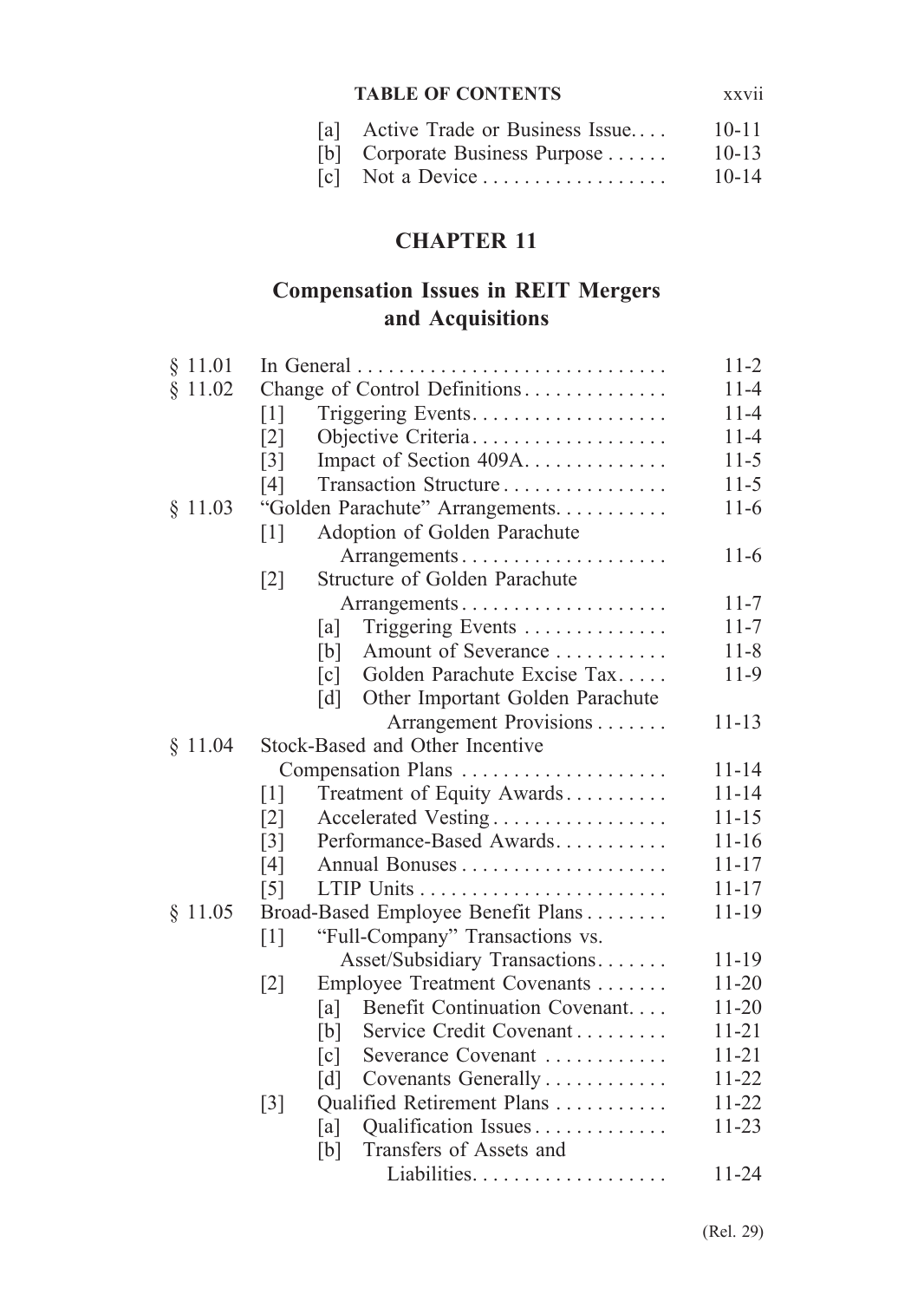| | | |
|---|---|---|
| | [a] Active Trade or Business Issue.... | 10-11 |
| | [b] Corporate Business Purpose...... | 10-13 |
| | [c] Not a Device.................. | 10-14 |

## CHAPTER 11

## Compensation Issues in REIT Mergers and Acquisitions

| | | |
|---|---|---|
| § 11.01 | In General.............................. | 11-2 |
| § 11.02 | Change of Control Definitions.............. | 11-4 |
| | [1] Triggering Events................... | 11-4 |
| | [2] Objective Criteria................... | 11-4 |
| | [3] Impact of Section 409A.............. | 11-5 |
| | [4] Transaction Structure................ | 11-5 |
| § 11.03 | "Golden Parachute" Arrangements........... | 11-6 |
| | [1] Adoption of Golden Parachute Arrangements.................... | 11-6 |
| | [2] Structure of Golden Parachute Arrangements.................... | 11-7 |
| | [a] Triggering Events .............. | 11-7 |
| | [b] Amount of Severance ........... | 11-8 |
| | [c] Golden Parachute Excise Tax..... | 11-9 |
| | [d] Other Important Golden Parachute Arrangement Provisions....... | 11-13 |
| § 11.04 | Stock-Based and Other Incentive Compensation Plans .................... | 11-14 |
| | [1] Treatment of Equity Awards.......... | 11-14 |
| | [2] Accelerated Vesting................. | 11-15 |
| | [3] Performance-Based Awards........... | 11-16 |
| | [4] Annual Bonuses.................... | 11-17 |
| | [5] LTIP Units........................ | 11-17 |
| § 11.05 | Broad-Based Employee Benefit Plans........ | 11-19 |
| | [1] "Full-Company" Transactions vs. Asset/Subsidiary Transactions....... | 11-19 |
| | [2] Employee Treatment Covenants ....... | 11-20 |
| | [a] Benefit Continuation Covenant.... | 11-20 |
| | [b] Service Credit Covenant......... | 11-21 |
| | [c] Severance Covenant ............ | 11-21 |
| | [d] Covenants Generally............ | 11-22 |
| | [3] Qualified Retirement Plans ........... | 11-22 |
| | [a] Qualification Issues............. | 11-23 |
| | [b] Transfers of Assets and Liabilities................... | 11-24 |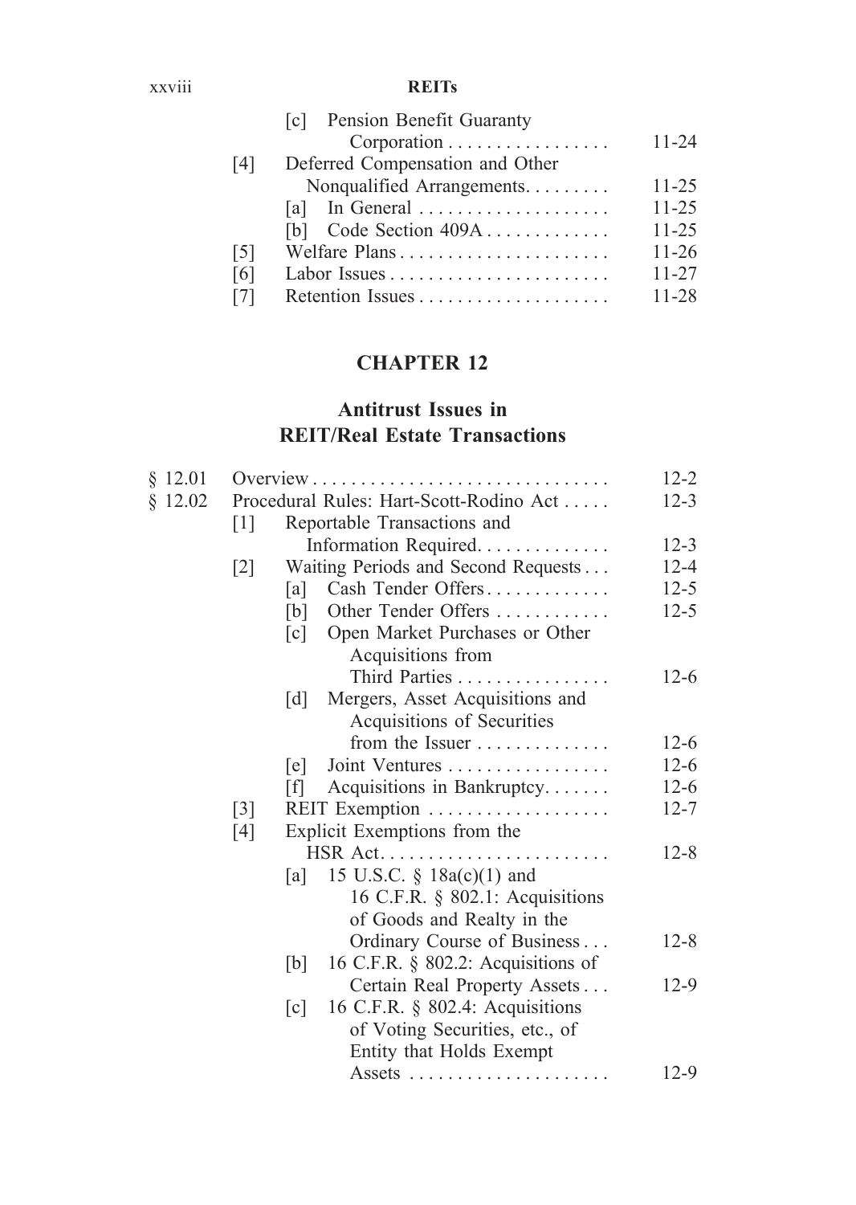[c] Pension Benefit Guaranty Corporation . . . . . . . . . . . . . . . . . 11-24
[4] Deferred Compensation and Other Nonqualified Arrangements. . . . . . . . . 11-25
[a] In General . . . . . . . . . . . . . . . . . . . . 11-25
[b] Code Section 409A . . . . . . . . . . . . . 11-25
[5] Welfare Plans . . . . . . . . . . . . . . . . . . . . . . 11-26
[6] Labor Issues . . . . . . . . . . . . . . . . . . . . . . . 11-27
[7] Retention Issues . . . . . . . . . . . . . . . . . . . . 11-28

## CHAPTER 12

## Antitrust Issues in REIT/Real Estate Transactions

§ 12.01 Overview . . . . . . . . . . . . . . . . . . . . . . . . . . . . . . . 12-2
§ 12.02 Procedural Rules: Hart-Scott-Rodino Act . . . . . 12-3
[1] Reportable Transactions and Information Required. . . . . . . . . . . . . . 12-3
[2] Waiting Periods and Second Requests . . . 12-4
[a] Cash Tender Offers . . . . . . . . . . . . . 12-5
[b] Other Tender Offers . . . . . . . . . . . . 12-5
[c] Open Market Purchases or Other Acquisitions from Third Parties . . . . . . . . . . . . . . . . 12-6
[d] Mergers, Asset Acquisitions and Acquisitions of Securities from the Issuer . . . . . . . . . . . . . . 12-6
[e] Joint Ventures . . . . . . . . . . . . . . . . . 12-6
[f] Acquisitions in Bankruptcy. . . . . . . 12-6
[3] REIT Exemption . . . . . . . . . . . . . . . . . . . 12-7
[4] Explicit Exemptions from the HSR Act. . . . . . . . . . . . . . . . . . . . . . . . 12-8
[a] 15 U.S.C. § 18a(c)(1) and 16 C.F.R. § 802.1: Acquisitions of Goods and Realty in the Ordinary Course of Business . . . 12-8
[b] 16 C.F.R. § 802.2: Acquisitions of Certain Real Property Assets . . . 12-9
[c] 16 C.F.R. § 802.4: Acquisitions of Voting Securities, etc., of Entity that Holds Exempt Assets . . . . . . . . . . . . . . . . . . . . . 12-9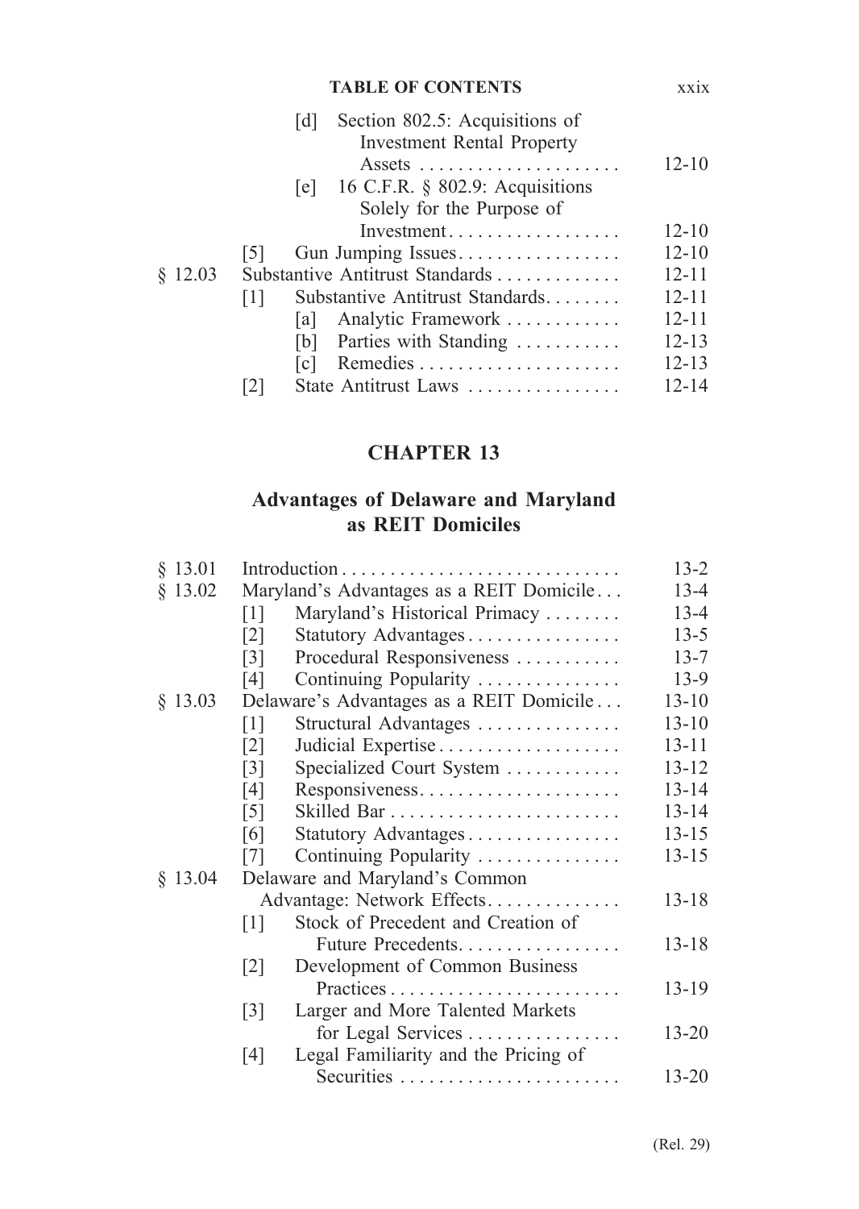| | | | |
|---|---|---|---|
| | | [d] Section 802.5: Acquisitions of Investment Rental Property Assets | 12-10 |
| | | [e] 16 C.F.R. § 802.9: Acquisitions Solely for the Purpose of Investment | 12-10 |
| | [5] | Gun Jumping Issues | 12-10 |
| § 12.03 | | Substantive Antitrust Standards | 12-11 |
| | [1] | Substantive Antitrust Standards | 12-11 |
| | | [a] Analytic Framework | 12-11 |
| | | [b] Parties with Standing | 12-13 |
| | | [c] Remedies | 12-13 |
| | [2] | State Antitrust Laws | 12-14 |

## CHAPTER 13

## Advantages of Delaware and Maryland as REIT Domiciles

| | | | |
|---|---|---|---|
| § 13.01 | | Introduction | 13-2 |
| § 13.02 | | Maryland's Advantages as a REIT Domicile | 13-4 |
| | [1] | Maryland's Historical Primacy | 13-4 |
| | [2] | Statutory Advantages | 13-5 |
| | [3] | Procedural Responsiveness | 13-7 |
| | [4] | Continuing Popularity | 13-9 |
| § 13.03 | | Delaware's Advantages as a REIT Domicile | 13-10 |
| | [1] | Structural Advantages | 13-10 |
| | [2] | Judicial Expertise | 13-11 |
| | [3] | Specialized Court System | 13-12 |
| | [4] | Responsiveness | 13-14 |
| | [5] | Skilled Bar | 13-14 |
| | [6] | Statutory Advantages | 13-15 |
| | [7] | Continuing Popularity | 13-15 |
| § 13.04 | | Delaware and Maryland's Common Advantage: Network Effects | 13-18 |
| | [1] | Stock of Precedent and Creation of Future Precedents | 13-18 |
| | [2] | Development of Common Business Practices | 13-19 |
| | [3] | Larger and More Talented Markets for Legal Services | 13-20 |
| | [4] | Legal Familiarity and the Pricing of Securities | 13-20 |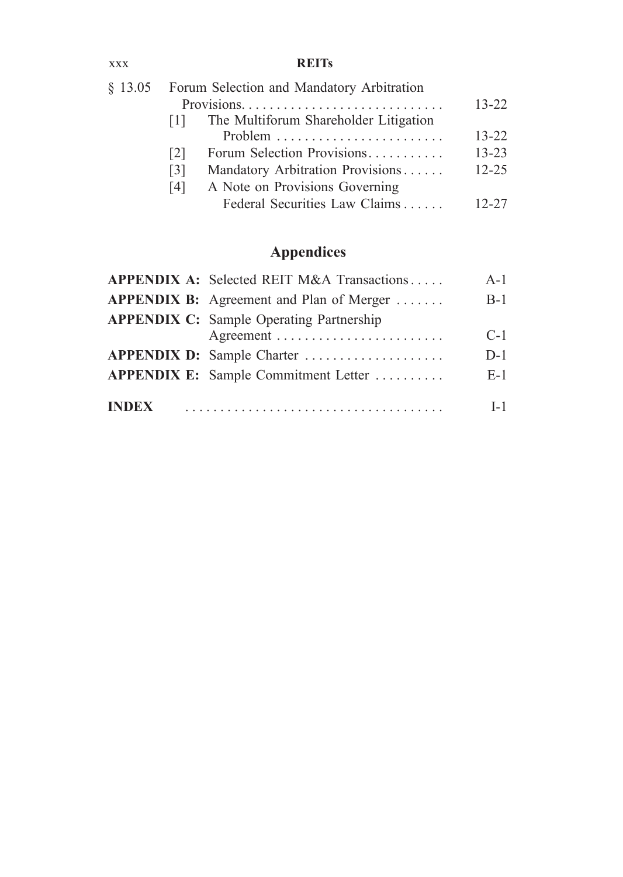§ 13.05 Forum Selection and Mandatory Arbitration Provisions. . . . . . . . . . . . . . . . . . . . . . . . . . . . . 13-22

[1] The Multiforum Shareholder Litigation Problem . . . . . . . . . . . . . . . . . . . . . . . . 13-22

[2] Forum Selection Provisions. . . . . . . . . . . 13-23

[3] Mandatory Arbitration Provisions . . . . . . 12-25

[4] A Note on Provisions Governing Federal Securities Law Claims . . . . . . 12-27

## Appendices

**APPENDIX A:** Selected REIT M&A Transactions . . . . . A-1

**APPENDIX B:** Agreement and Plan of Merger . . . . . . . B-1

**APPENDIX C:** Sample Operating Partnership Agreement . . . . . . . . . . . . . . . . . . . . . . . . C-1

**APPENDIX D:** Sample Charter . . . . . . . . . . . . . . . . . . . . D-1

**APPENDIX E:** Sample Commitment Letter . . . . . . . . . . E-1

**INDEX** . . . . . . . . . . . . . . . . . . . . . . . . . . . . . . . . . . . . . I-1